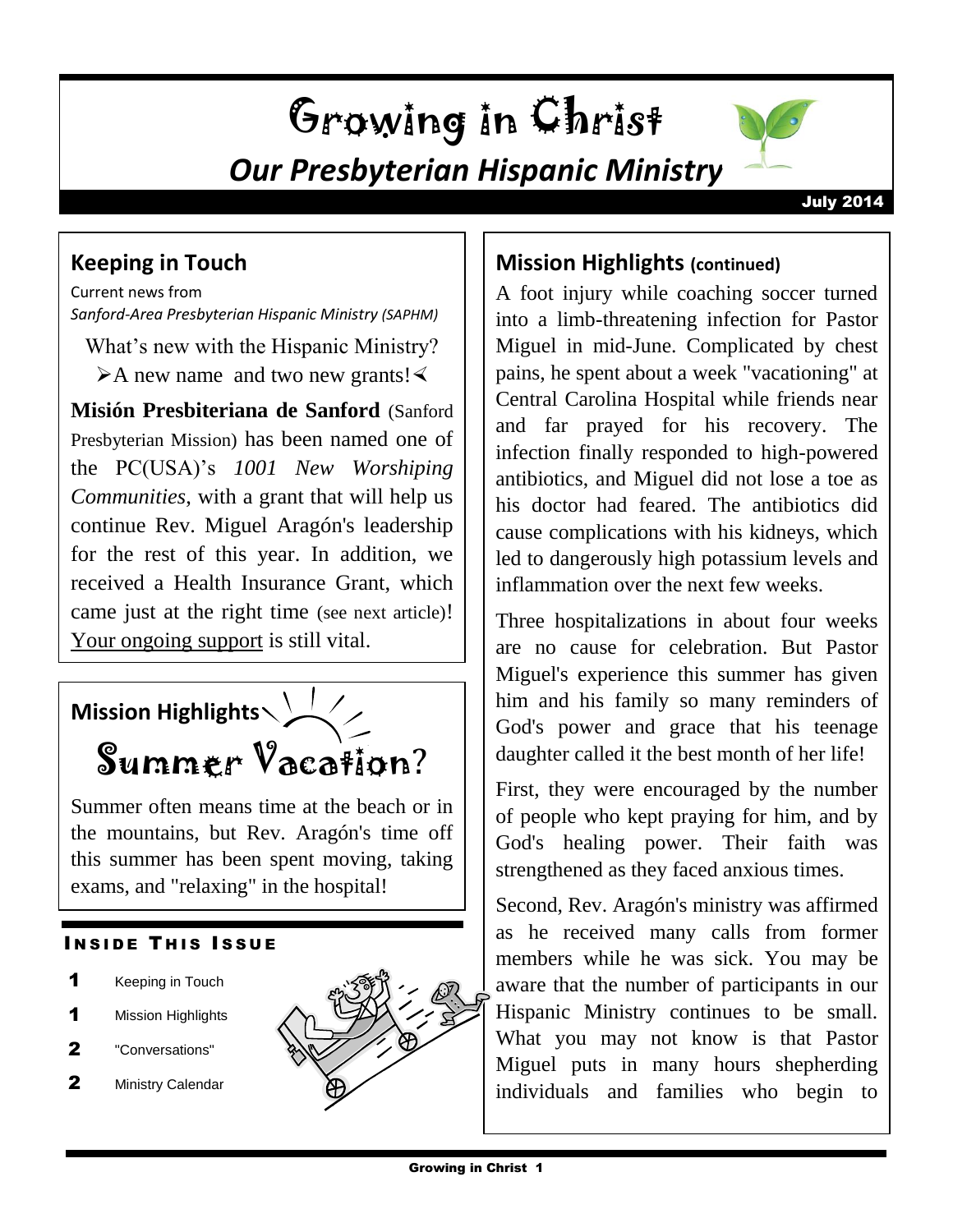# Growing in Christ

## *Our Presbyterian Hispanic Military*

July 2014

## Keeping in Touch

Current news from
*Sanford-Area Presbyterian Hispanic Ministry (SAPHM)*

What's new with the Hispanic Ministry?
➢A new name and two new grants!➢

**Misión Presbiteriana de Sanford** (Sanford Presbyterian Mission) has been named one of the PC(USA)'s *1001 New Worshiping Communities*, with a grant that will help us continue Rev. Miguel Aragón's leadership for the rest of this year. In addition, we received a Health Insurance Grant, which came just at the right time (see next article)! Your ongoing support is still vital.

## Mission Highlights

### Summer Vacation?

Summer often means time at the beach or in the mountains, but Rev. Aragón's time off this summer has been spent moving, taking exams, and "relaxing" in the hospital!

**INSIDE THIS ISSUE**

- 1 Keeping in Touch
- 1 Mission Highlights
- 2 "Conversations"
- 2 Ministry Calendar

## Mission Highlights (continued)

A foot injury while coaching soccer turned into a limb-threatening infection for Pastor Miguel in mid-June. Complicated by chest pains, he spent about a week "vacationing" at Central Carolina Hospital while friends near and far prayed for his recovery. The infection finally responded to high-powered antibiotics, and Miguel did not lose a toe as his doctor had feared. The antibiotics did cause complications with his kidneys, which led to dangerously high potassium levels and inflammation over the next few weeks.

Three hospitalizations in about four weeks are no cause for celebration. But Pastor Miguel's experience this summer has given him and his family so many reminders of God's power and grace that his teenage daughter called it the best month of her life!

First, they were encouraged by the number of people who kept praying for him, and by God's healing power. Their faith was strengthened as they faced anxious times.

Second, Rev. Aragón's ministry was affirmed as he received many calls from former members while he was sick. You may be aware that the number of participants in our Hispanic Ministry continues to be small. What you may not know is that Pastor Miguel puts in many hours shepherding individuals and families who begin to

# Growing in Christ

## *Our Presbyterian Hispanic Ministry*

July 2014

## Keeping in Touch

Current news from
*Sanford-Area Presbyterian Hispanic Ministry (SAPHM)*

What's new with the Hispanic Ministry?
➢A new name and two new grants!➢

**Misión Presbiteriana de Sanford** (Sanford Presbyterian Mission) has been named one of the PC(USA)'s *1001 New Worshiping Communities*, with a grant that will help us continue Rev. Miguel Aragón's leadership for the rest of this year. In addition, we received a Health Insurance Grant, which came just at the right time (see next article)! Your ongoing support is still vital.

## Mission Highlights

### Summer Vacation?

Summer often means time at the beach or in the mountains, but Rev. Aragón's time off this summer has been spent moving, taking exams, and "relaxing" in the hospital!

**INSIDE THIS ISSUE**

- 1 Keeping in Touch
- 1 Mission Highlights
- 2 "Conversations"
- 2 Ministry Calendar

## Mission Highlights (continued)

A foot injury while coaching soccer turned into a limb-threatening infection for Pastor Miguel in mid-June. Complicated by chest pains, he spent about a week "vacationing" at Central Carolina Hospital while friends near and far prayed for his recovery. The infection finally responded to high-powered antibiotics, and Miguel did not lose a toe as his doctor had feared. The antibiotics did cause complications with his kidneys, which led to dangerously high potassium levels and inflammation over the next few weeks.

Three hospitalizations in about four weeks are no cause for celebration. But Pastor Miguel's experience this summer has given him and his family so many reminders of God's power and grace that his teenage daughter called it the best month of her life!

First, they were encouraged by the number of people who kept praying for him, and by God's healing power. Their faith was strengthened as they faced anxious times.

Second, Rev. Aragón's ministry was affirmed as he received many calls from former members while he was sick. You may be aware that the number of participants in our Hispanic Ministry continues to be small. What you may not know is that Pastor Miguel puts in many hours shepherding individuals and families who begin to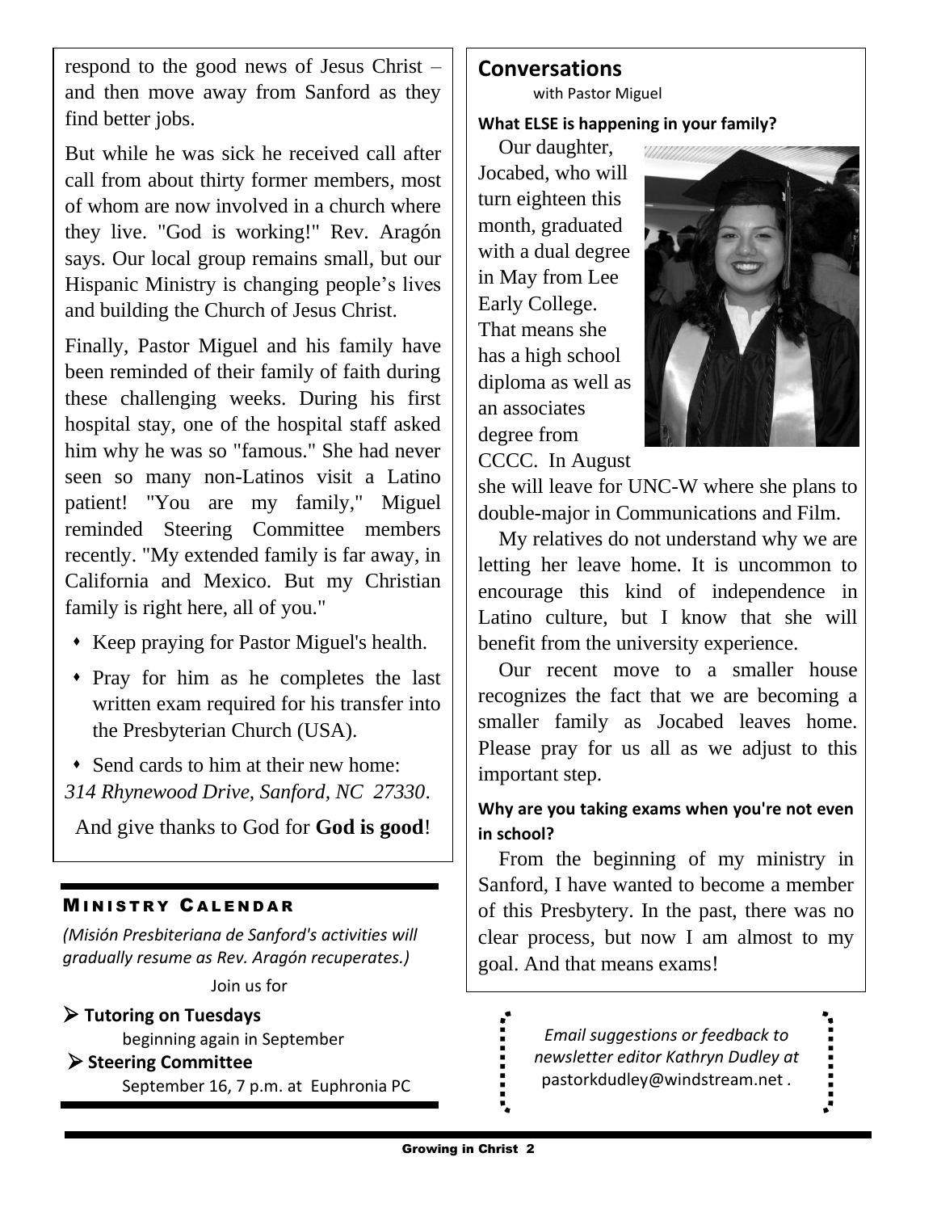respond to the good news of Jesus Christ – and then move away from Sanford as they find better jobs.

But while he was sick he received call after call from about thirty former members, most of whom are now involved in a church where they live. "God is working!" Rev. Aragón says. Our local group remains small, but our Hispanic Ministry is changing people's lives and building the Church of Jesus Christ.

Finally, Pastor Miguel and his family have been reminded of their family of faith during these challenging weeks. During his first hospital stay, one of the hospital staff asked him why he was so "famous." She had never seen so many non-Latinos visit a Latino patient! "You are my family," Miguel reminded Steering Committee members recently. "My extended family is far away, in California and Mexico. But my Christian family is right here, all of you."

- Keep praying for Pastor Miguel's health.
- Pray for him as he completes the last written exam required for his transfer into the Presbyterian Church (USA).
- Send cards to him at their new home:

*314 Rhynewood Drive, Sanford, NC 27330*.

And give thanks to God for **God is good**!

## MINISTRY CALENDAR

*(Misión Presbiteriana de Sanford's activities will gradually resume as Rev. Aragón recuperates.)*

Join us for

- **Tutoring on Tuesdays**
  beginning again in September
- **Steering Committee**
  September 16, 7 p.m. at Euphronia PC

## Conversations

with Pastor Miguel

**What ELSE is happening in your family?**

Our daughter, Jocabed, who will turn eighteen this month, graduated with a dual degree in May from Lee Early College. That means she has a high school diploma as well as an associates degree from CCCC. In August she will leave for UNC-W where she plans to double-major in Communications and Film.

My relatives do not understand why we are letting her leave home. It is uncommon to encourage this kind of independence in Latino culture, but I know that she will benefit from the university experience.

Our recent move to a smaller house recognizes the fact that we are becoming a smaller family as Jocabed leaves home. Please pray for us all as we adjust to this important step.

**Why are you taking exams when you're not even in school?**

From the beginning of my ministry in Sanford, I have wanted to become a member of this Presbytery. In the past, there was no clear process, but now I am almost to my goal. And that means exams!

*Email suggestions or feedback to newsletter editor Kathryn Dudley at* pastorkdudley@windstream.net .